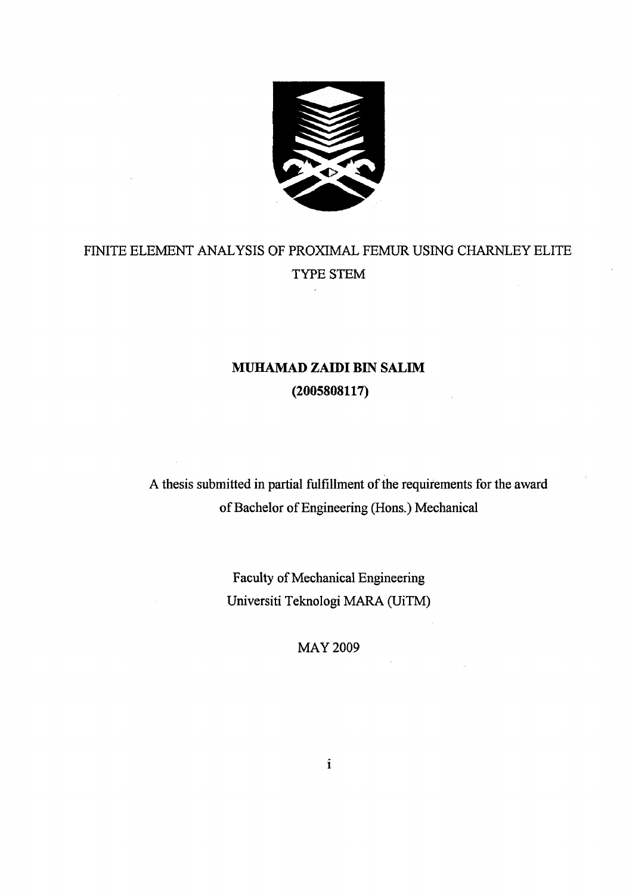# FINITE ELEMENT ANALYSIS OF PROXIMAL FEMUR USING CHARNLEY ELITE TYPE STEM

**MUHAMAD ZAIDI BIN SALIM**
**(2005808117)**

A thesis submitted in partial fulfillment of the requirements for the award of Bachelor of Engineering (Hons.) Mechanical

Faculty of Mechanical Engineering
Universiti Teknologi MARA (UiTM)

MAY 2009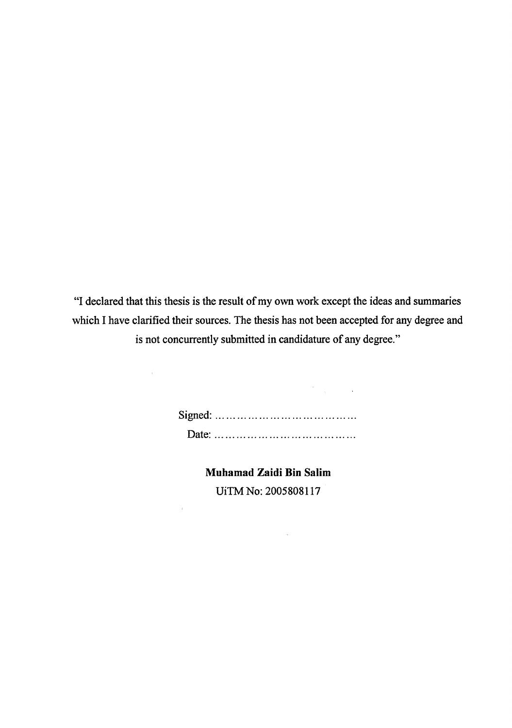"I declared that this thesis is the result of my own work except the ideas and summaries which I have clarified their sources. The thesis has not been accepted for any degree and is not concurrently submitted in candidature of any degree."

Signed: ……………………………………

Date: ……………………………………

**Muhamad Zaidi Bin Salim**

UiTM No: 2005808117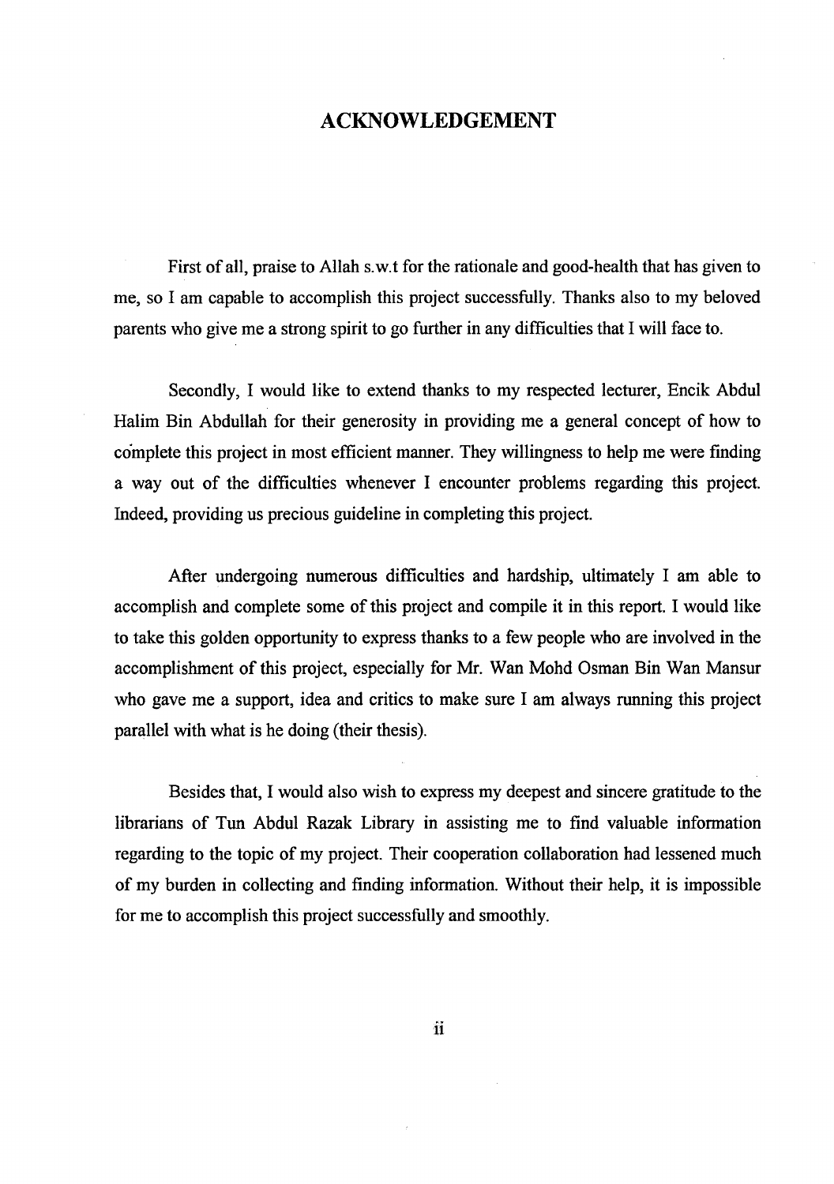# ACKNOWLEDGEMENT

First of all, praise to Allah s.w.t for the rationale and good-health that has given to me, so I am capable to accomplish this project successfully. Thanks also to my beloved parents who give me a strong spirit to go further in any difficulties that I will face to.

Secondly, I would like to extend thanks to my respected lecturer, Encik Abdul Halim Bin Abdullah for their generosity in providing me a general concept of how to complete this project in most efficient manner. They willingness to help me were finding a way out of the difficulties whenever I encounter problems regarding this project. Indeed, providing us precious guideline in completing this project.

After undergoing numerous difficulties and hardship, ultimately I am able to accomplish and complete some of this project and compile it in this report. I would like to take this golden opportunity to express thanks to a few people who are involved in the accomplishment of this project, especially for Mr. Wan Mohd Osman Bin Wan Mansur who gave me a support, idea and critics to make sure I am always running this project parallel with what is he doing (their thesis).

Besides that, I would also wish to express my deepest and sincere gratitude to the librarians of Tun Abdul Razak Library in assisting me to find valuable information regarding to the topic of my project. Their cooperation collaboration had lessened much of my burden in collecting and finding information. Without their help, it is impossible for me to accomplish this project successfully and smoothly.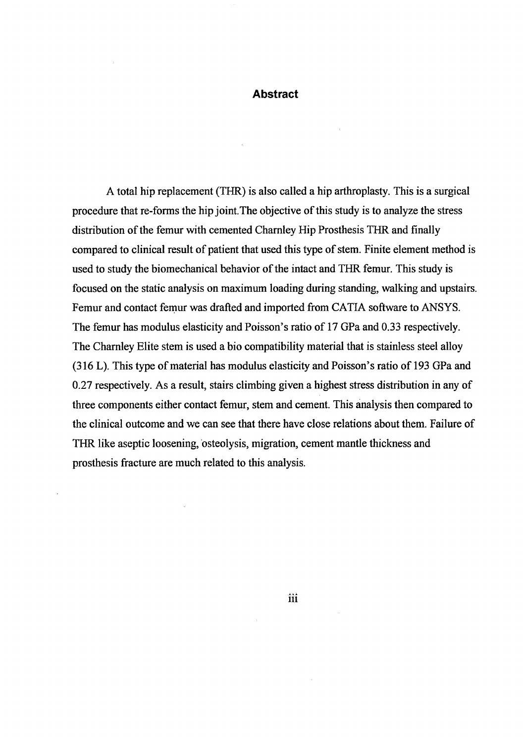# Abstract

A total hip replacement (THR) is also called a hip arthroplasty. This is a surgical procedure that re-forms the hip joint.The objective of this study is to analyze the stress distribution of the femur with cemented Charnley Hip Prosthesis THR and finally compared to clinical result of patient that used this type of stem. Finite element method is used to study the biomechanical behavior of the intact and THR femur. This study is focused on the static analysis on maximum loading during standing, walking and upstairs. Femur and contact femur was drafted and imported from CATIA software to ANSYS. The femur has modulus elasticity and Poisson's ratio of 17 GPa and 0.33 respectively. The Charnley Elite stem is used a bio compatibility material that is stainless steel alloy (316 L). This type of material has modulus elasticity and Poisson's ratio of 193 GPa and 0.27 respectively. As a result, stairs climbing given a highest stress distribution in any of three components either contact femur, stem and cement. This analysis then compared to the clinical outcome and we can see that there have close relations about them. Failure of THR like aseptic loosening, osteolysis, migration, cement mantle thickness and prosthesis fracture are much related to this analysis.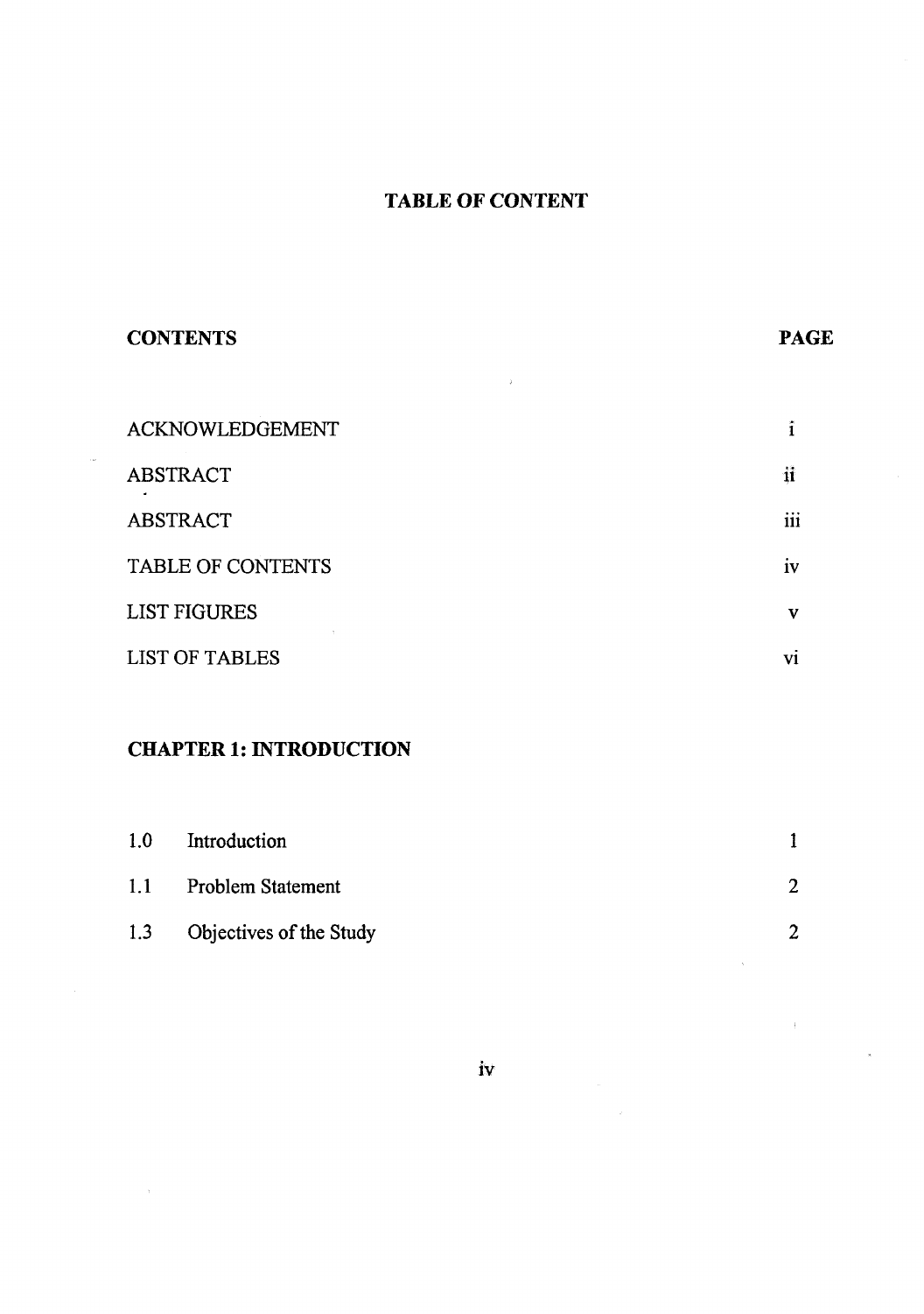# TABLE OF CONTENT

| CONTENTS | PAGE |
|---|---|
| ACKNOWLEDGEMENT | i |
| ABSTRACT | ii |
| ABSTRACT | iii |
| TABLE OF CONTENTS | iv |
| LIST FIGURES | v |
| LIST OF TABLES | vi |

## CHAPTER 1: INTRODUCTION

| | | |
|---|---|---|
| 1.0 | Introduction | 1 |
| 1.1 | Problem Statement | 2 |
| 1.3 | Objectives of the Study | 2 |